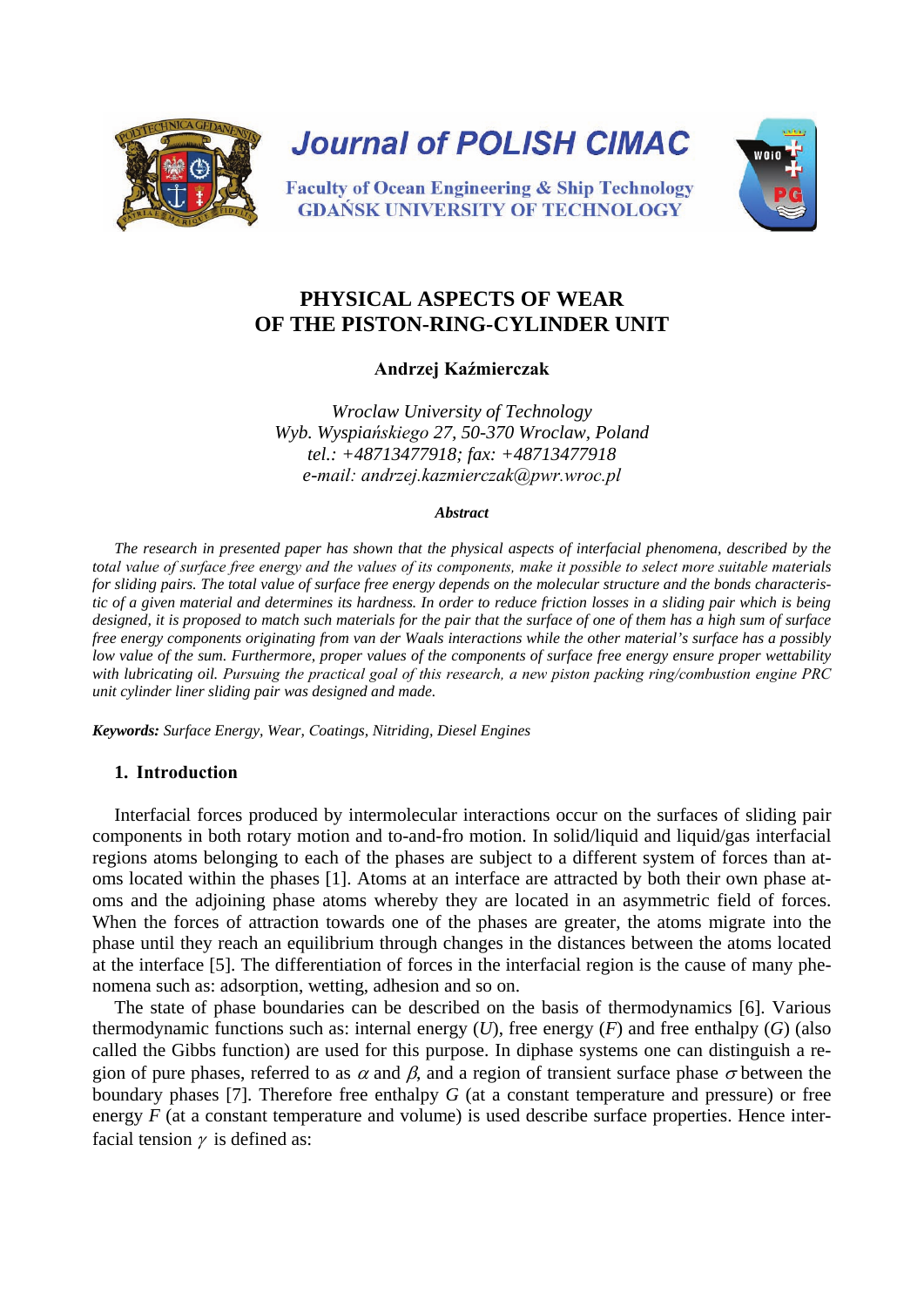# PHYSICAL ASPECTS OF WEAR OF THE PISTON-RING-CYLINDER UNIT

**Andrzej Kaźmierczak**

*Wroclaw University of Technology*
*Wyb. Wyspiańskiego 27, 50-370 Wroclaw, Poland*
*tel.: +48713477918; fax: +48713477918*
*e-mail: andrzej.kazmierczak@pwr.wroc.pl*

***Abstract***

*The research in presented paper has shown that the physical aspects of interfacial phenomena, described by the total value of surface free energy and the values of its components, make it possible to select more suitable materials for sliding pairs. The total value of surface free energy depends on the molecular structure and the bonds characteristic of a given material and determines its hardness. In order to reduce friction losses in a sliding pair which is being designed, it is proposed to match such materials for the pair that the surface of one of them has a high sum of surface free energy components originating from van der Waals interactions while the other material's surface has a possibly low value of the sum. Furthermore, proper values of the components of surface free energy ensure proper wettability with lubricating oil. Pursuing the practical goal of this research, a new piston packing ring/combustion engine PRC unit cylinder liner sliding pair was designed and made.*

***Keywords:*** *Surface Energy, Wear, Coatings, Nitriding, Diesel Engines*

## 1. Introduction

Interfacial forces produced by intermolecular interactions occur on the surfaces of sliding pair components in both rotary motion and to-and-fro motion. In solid/liquid and liquid/gas interfacial regions atoms belonging to each of the phases are subject to a different system of forces than atoms located within the phases [1]. Atoms at an interface are attracted by both their own phase atoms and the adjoining phase atoms whereby they are located in an asymmetric field of forces. When the forces of attraction towards one of the phases are greater, the atoms migrate into the phase until they reach an equilibrium through changes in the distances between the atoms located at the interface [5]. The differentiation of forces in the interfacial region is the cause of many phenomena such as: adsorption, wetting, adhesion and so on.

The state of phase boundaries can be described on the basis of thermodynamics [6]. Various thermodynamic functions such as: internal energy ($U$), free energy ($F$) and free enthalpy ($G$) (also called the Gibbs function) are used for this purpose. In diphase systems one can distinguish a region of pure phases, referred to as $\alpha$ and $\beta$, and a region of transient surface phase $\sigma$ between the boundary phases [7]. Therefore free enthalpy $G$ (at a constant temperature and pressure) or free energy $F$ (at a constant temperature and volume) is used describe surface properties. Hence interfacial tension $\gamma$ is defined as: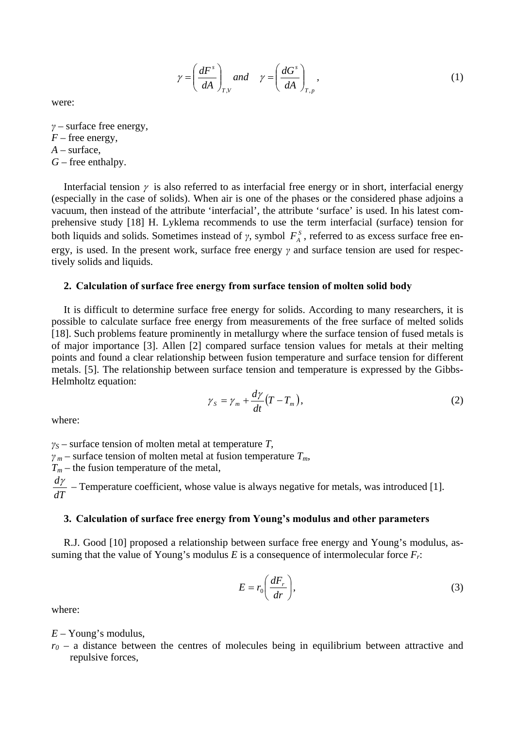$$\gamma = \left( \frac{dF^s}{dA} \right)_{T,V} \quad and \quad \gamma = \left( \frac{dG^s}{dA} \right)_{T,p}, \tag{1}$$

were:

$\gamma$ – surface free energy,
$F$ – free energy,
$A$ – surface,
$G$ – free enthalpy.

Interfacial tension $\gamma$ is also referred to as interfacial free energy or in short, interfacial energy (especially in the case of solids). When air is one of the phases or the considered phase adjoins a vacuum, then instead of the attribute 'interfacial', the attribute 'surface' is used. In his latest comprehensive study [18] H. Lyklema recommends to use the term interfacial (surface) tension for both liquids and solids. Sometimes instead of $\gamma$, symbol $F_A^S$, referred to as excess surface free energy, is used. In the present work, surface free energy $\gamma$ and surface tension are used for respectively solids and liquids.

## 2. Calculation of surface free energy from surface tension of molten solid body

It is difficult to determine surface free energy for solids. According to many researchers, it is possible to calculate surface free energy from measurements of the free surface of melted solids [18]. Such problems feature prominently in metallurgy where the surface tension of fused metals is of major importance [3]. Allen [2] compared surface tension values for metals at their melting points and found a clear relationship between fusion temperature and surface tension for different metals. [5]. The relationship between surface tension and temperature is expressed by the Gibbs-Helmholtz equation:

$$\gamma_S = \gamma_m + \frac{d\gamma}{dt}\left(T - T_m\right), \tag{2}$$

where:

$\gamma_S$ – surface tension of molten metal at temperature $T$,
$\gamma_m$ – surface tension of molten metal at fusion temperature $T_m$,
$T_m$ – the fusion temperature of the metal,
$\frac{d\gamma}{dT}$ – Temperature coefficient, whose value is always negative for metals, was introduced [1].

## 3. Calculation of surface free energy from Young's modulus and other parameters

R.J. Good [10] proposed a relationship between surface free energy and Young's modulus, assuming that the value of Young's modulus $E$ is a consequence of intermolecular force $F_r$:

$$E = r_0 \left( \frac{dF_r}{dr} \right), \tag{3}$$

where:

$E$ – Young's modulus,
$r_0$ – a distance between the centres of molecules being in equilibrium between attractive and repulsive forces,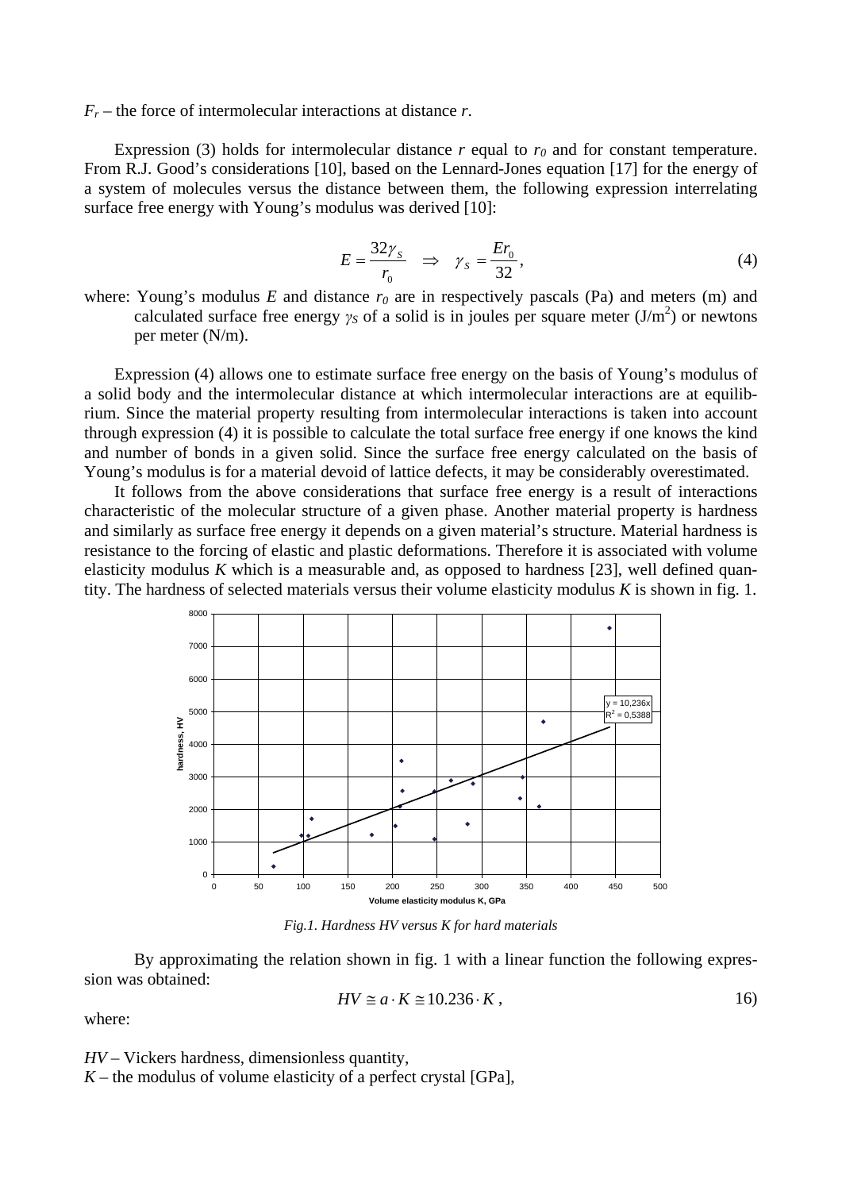$F_r$ – the force of intermolecular interactions at distance $r$.

Expression (3) holds for intermolecular distance $r$ equal to $r_0$ and for constant temperature. From R.J. Good's considerations [10], based on the Lennard-Jones equation [17] for the energy of a system of molecules versus the distance between them, the following expression interrelating surface free energy with Young's modulus was derived [10]:

$$E = \frac{32\gamma_S}{r_0} \quad \Rightarrow \quad \gamma_S = \frac{Er_0}{32}, \tag{4}$$

where: Young's modulus $E$ and distance $r_0$ are in respectively pascals (Pa) and meters (m) and calculated surface free energy $\gamma_S$ of a solid is in joules per square meter (J/m$^2$) or newtons per meter (N/m).

Expression (4) allows one to estimate surface free energy on the basis of Young's modulus of a solid body and the intermolecular distance at which intermolecular interactions are at equilibrium. Since the material property resulting from intermolecular interactions is taken into account through expression (4) it is possible to calculate the total surface free energy if one knows the kind and number of bonds in a given solid. Since the surface free energy calculated on the basis of Young's modulus is for a material devoid of lattice defects, it may be considerably overestimated.

It follows from the above considerations that surface free energy is a result of interactions characteristic of the molecular structure of a given phase. Another material property is hardness and similarly as surface free energy it depends on a given material's structure. Material hardness is resistance to the forcing of elastic and plastic deformations. Therefore it is associated with volume elasticity modulus $K$ which is a measurable and, as opposed to hardness [23], well defined quantity. The hardness of selected materials versus their volume elasticity modulus $K$ is shown in fig. 1.

*Fig.1. Hardness HV versus K for hard materials*

By approximating the relation shown in fig. 1 with a linear function the following expression was obtained:

$$HV \cong a \cdot K \cong 10.236 \cdot K, \tag{16}$$

where:

$HV$ – Vickers hardness, dimensionless quantity,

$K$ – the modulus of volume elasticity of a perfect crystal [GPa],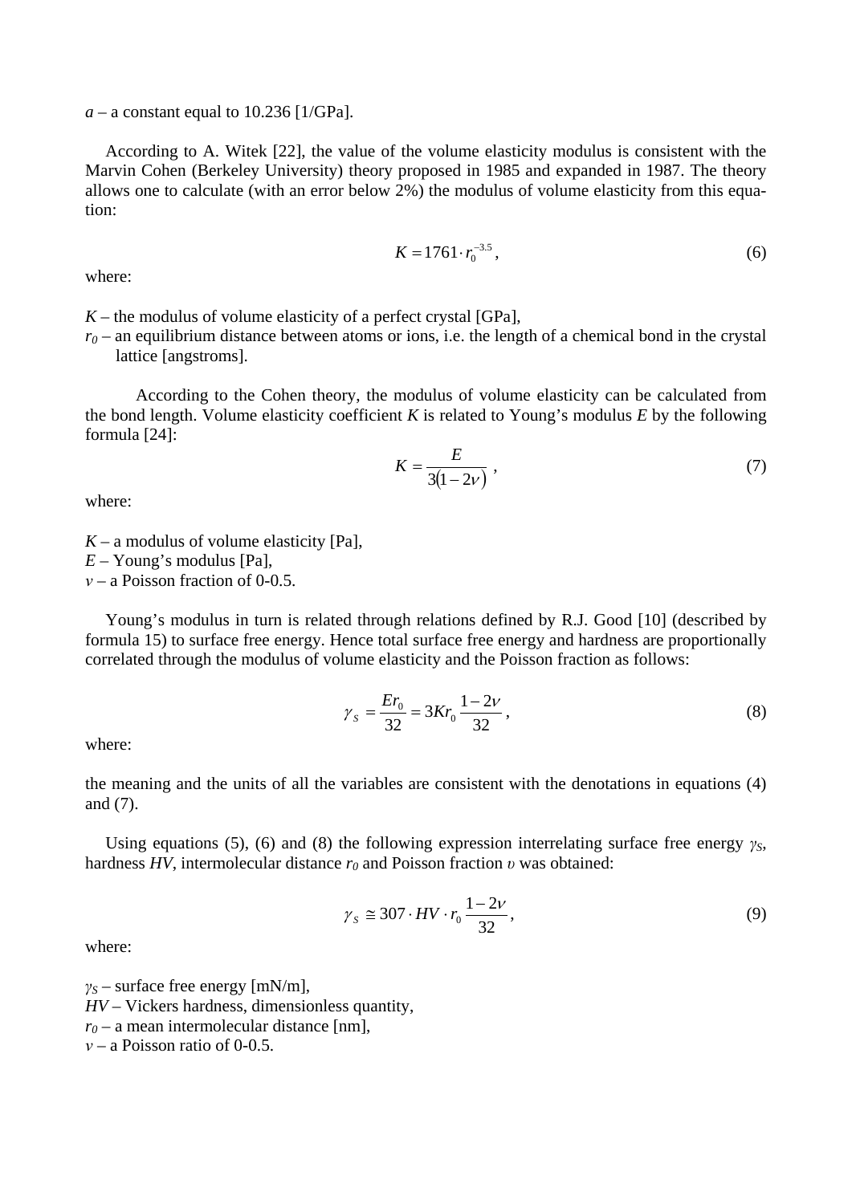*a* – a constant equal to 10.236 [1/GPa].

According to A. Witek [22], the value of the volume elasticity modulus is consistent with the Marvin Cohen (Berkeley University) theory proposed in 1985 and expanded in 1987. The theory allows one to calculate (with an error below 2%) the modulus of volume elasticity from this equation:

$$K = 1761 \cdot r_0^{-3.5}, \tag{6}$$

where:

$K$ – the modulus of volume elasticity of a perfect crystal [GPa],
$r_0$ – an equilibrium distance between atoms or ions, i.e. the length of a chemical bond in the crystal lattice [angstroms].

According to the Cohen theory, the modulus of volume elasticity can be calculated from the bond length. Volume elasticity coefficient $K$ is related to Young's modulus $E$ by the following formula [24]:

$$K = \frac{E}{3(1-2\nu)}, \tag{7}$$

where:

$K$ – a modulus of volume elasticity [Pa],
$E$ – Young's modulus [Pa],
$\nu$ – a Poisson fraction of 0-0.5.

Young's modulus in turn is related through relations defined by R.J. Good [10] (described by formula 15) to surface free energy. Hence total surface free energy and hardness are proportionally correlated through the modulus of volume elasticity and the Poisson fraction as follows:

$$\gamma_S = \frac{Er_0}{32} = 3Kr_0 \frac{1-2\nu}{32}, \tag{8}$$

where:

the meaning and the units of all the variables are consistent with the denotations in equations (4) and (7).

Using equations (5), (6) and (8) the following expression interrelating surface free energy $\gamma_S$, hardness $HV$, intermolecular distance $r_0$ and Poisson fraction $\upsilon$ was obtained:

$$\gamma_S \cong 307 \cdot HV \cdot r_0 \frac{1-2\nu}{32}, \tag{9}$$

where:

$\gamma_S$ – surface free energy [mN/m],
$HV$ – Vickers hardness, dimensionless quantity,
$r_0$ – a mean intermolecular distance [nm],
$\nu$ – a Poisson ratio of 0-0.5.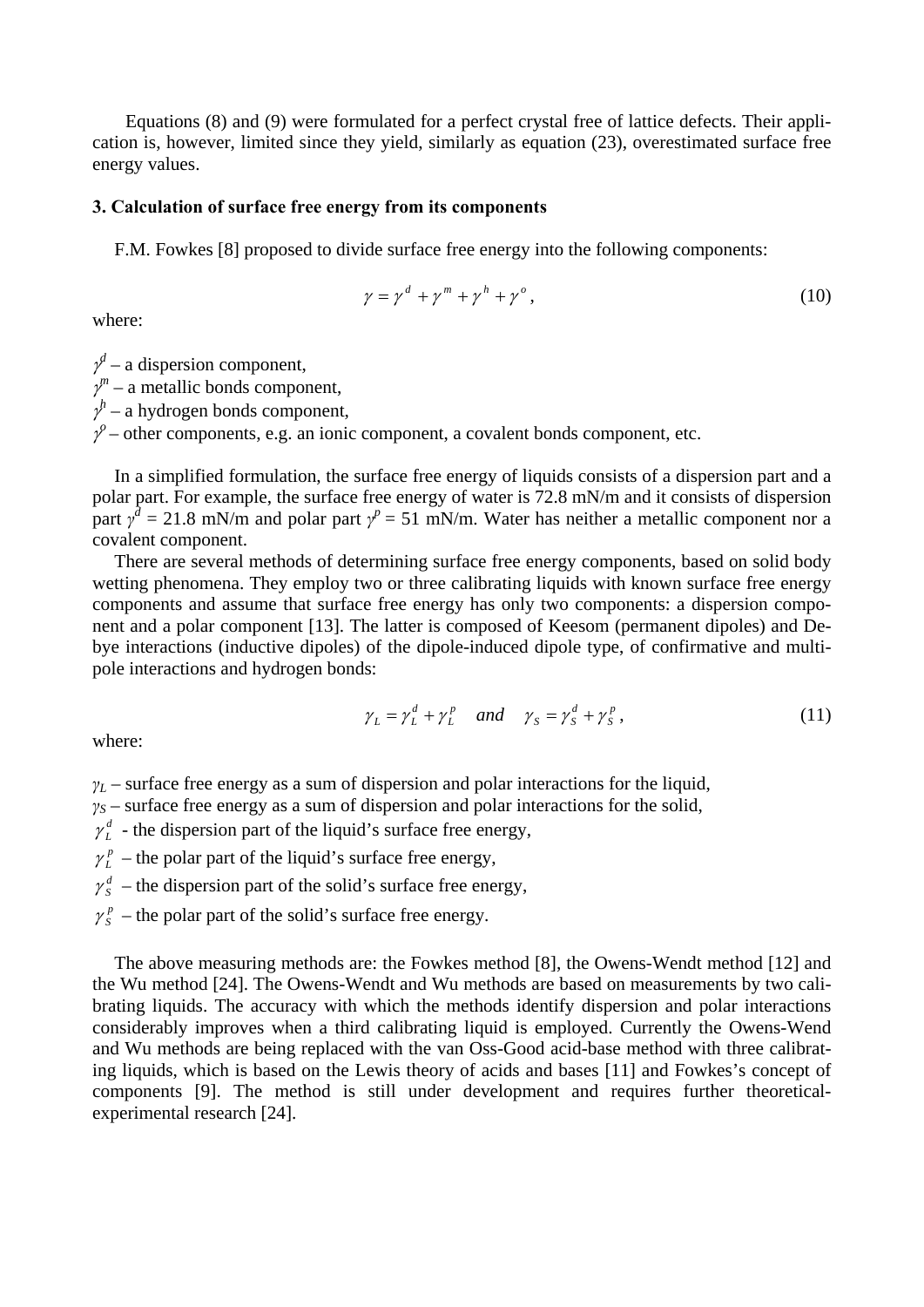Equations (8) and (9) were formulated for a perfect crystal free of lattice defects. Their application is, however, limited since they yield, similarly as equation (23), overestimated surface free energy values.

### 3. Calculation of surface free energy from its components

F.M. Fowkes [8] proposed to divide surface free energy into the following components:

$$\gamma = \gamma^d + \gamma^m + \gamma^h + \gamma^o, \tag{10}$$

where:

$\gamma^d$ – a dispersion component,
$\gamma^m$ – a metallic bonds component,
$\gamma^h$ – a hydrogen bonds component,
$\gamma^o$ – other components, e.g. an ionic component, a covalent bonds component, etc.

In a simplified formulation, the surface free energy of liquids consists of a dispersion part and a polar part. For example, the surface free energy of water is 72.8 mN/m and it consists of dispersion part $\gamma^d$ = 21.8 mN/m and polar part $\gamma^p$ = 51 mN/m. Water has neither a metallic component nor a covalent component.

There are several methods of determining surface free energy components, based on solid body wetting phenomena. They employ two or three calibrating liquids with known surface free energy components and assume that surface free energy has only two components: a dispersion component and a polar component [13]. The latter is composed of Keesom (permanent dipoles) and Debye interactions (inductive dipoles) of the dipole-induced dipole type, of confirmative and multipole interactions and hydrogen bonds:

$$\gamma_L = \gamma_L^d + \gamma_L^p \quad and \quad \gamma_S = \gamma_S^d + \gamma_S^p, \tag{11}$$

where:

$\gamma_L$ – surface free energy as a sum of dispersion and polar interactions for the liquid,
$\gamma_S$ – surface free energy as a sum of dispersion and polar interactions for the solid,
$\gamma_L^d$ - the dispersion part of the liquid's surface free energy,
$\gamma_L^p$ – the polar part of the liquid's surface free energy,
$\gamma_S^d$ – the dispersion part of the solid's surface free energy,
$\gamma_S^p$ – the polar part of the solid's surface free energy.

The above measuring methods are: the Fowkes method [8], the Owens-Wendt method [12] and the Wu method [24]. The Owens-Wendt and Wu methods are based on measurements by two calibrating liquids. The accuracy with which the methods identify dispersion and polar interactions considerably improves when a third calibrating liquid is employed. Currently the Owens-Wend and Wu methods are being replaced with the van Oss-Good acid-base method with three calibrating liquids, which is based on the Lewis theory of acids and bases [11] and Fowkes's concept of components [9]. The method is still under development and requires further theoretical-experimental research [24].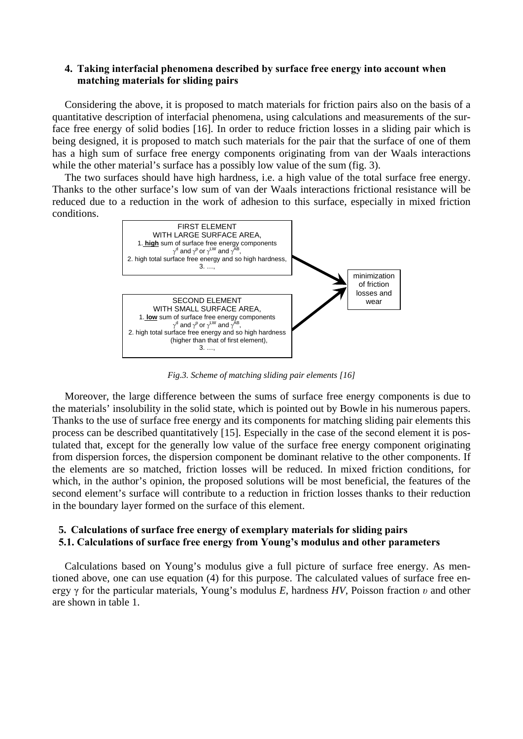## 4. Taking interfacial phenomena described by surface free energy into account when matching materials for sliding pairs

Considering the above, it is proposed to match materials for friction pairs also on the basis of a quantitative description of interfacial phenomena, using calculations and measurements of the surface free energy of solid bodies [16]. In order to reduce friction losses in a sliding pair which is being designed, it is proposed to match such materials for the pair that the surface of one of them has a high sum of surface free energy components originating from van der Waals interactions while the other material's surface has a possibly low value of the sum (fig. 3).

The two surfaces should have high hardness, i.e. a high value of the total surface free energy. Thanks to the other surface's low sum of van der Waals interactions frictional resistance will be reduced due to a reduction in the work of adhesion to this surface, especially in mixed friction conditions.

FIRST ELEMENT
WITH LARGE SURFACE AREA,
1. **high** sum of surface free energy components $\gamma^d$ and $\gamma^p$ or $\gamma^{LW}$ and $\gamma^{AB}$,
2. high total surface free energy and so high hardness,
3. …,

SECOND ELEMENT
WITH SMALL SURFACE AREA,
1. **low** sum of surface free energy components $\gamma^d$ and $\gamma^p$ or $\gamma^{LW}$ and $\gamma^{AB}$,
2. high total surface free energy and so high hardness (higher than that of first element),
3. …,

minimization of friction losses and wear

*Fig.3. Scheme of matching sliding pair elements [16]*

Moreover, the large difference between the sums of surface free energy components is due to the materials' insolubility in the solid state, which is pointed out by Bowle in his numerous papers. Thanks to the use of surface free energy and its components for matching sliding pair elements this process can be described quantitatively [15]. Especially in the case of the second element it is postulated that, except for the generally low value of the surface free energy component originating from dispersion forces, the dispersion component be dominant relative to the other components. If the elements are so matched, friction losses will be reduced. In mixed friction conditions, for which, in the author's opinion, the proposed solutions will be most beneficial, the features of the second element's surface will contribute to a reduction in friction losses thanks to their reduction in the boundary layer formed on the surface of this element.

## 5. Calculations of surface free energy of exemplary materials for sliding pairs

### 5.1. Calculations of surface free energy from Young's modulus and other parameters

Calculations based on Young's modulus give a full picture of surface free energy. As mentioned above, one can use equation (4) for this purpose. The calculated values of surface free energy $\gamma$ for the particular materials, Young's modulus $E$, hardness $HV$, Poisson fraction $\upsilon$ and other are shown in table 1.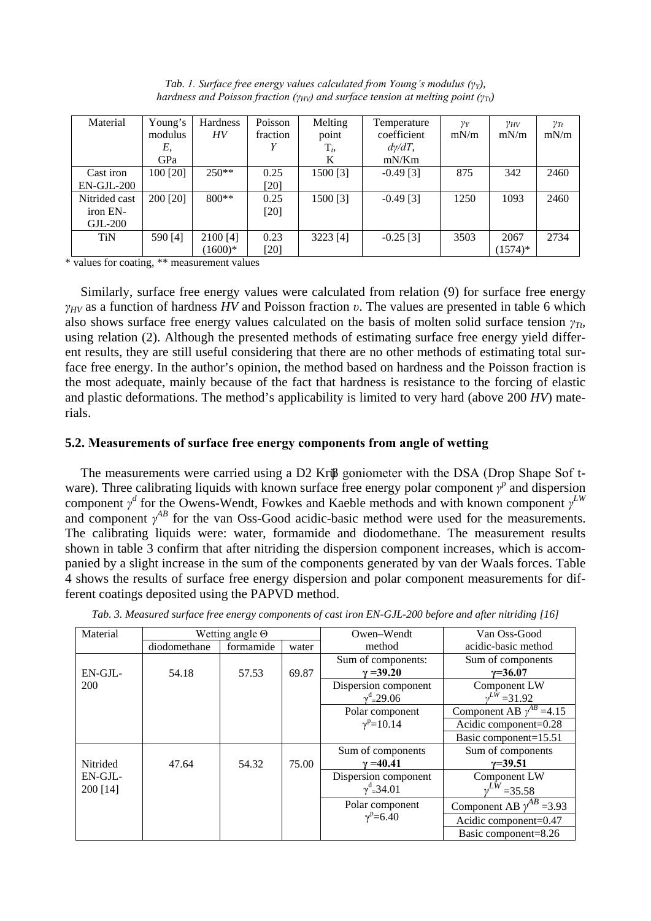*Tab. 1. Surface free energy values calculated from Young's modulus ($\gamma_Y$), hardness and Poisson fraction ($\gamma_{HV}$) and surface tension at melting point ($\gamma_{Tt}$)*

| Material | Young's modulus $E$, GPa | Hardness $HV$ | Poisson fraction $Y$ | Melting point $T_t$, K | Temperature coefficient $d\gamma/dT$, mN/Km | $\gamma_Y$ mN/m | $\gamma_{HV}$ mN/m | $\gamma_{Tt}$ mN/m |
|---|---|---|---|---|---|---|---|---|
| Cast iron EN-GJL-200 | 100 [20] | 250** | 0.25 [20] | 1500 [3] | -0.49 [3] | 875 | 342 | 2460 |
| Nitrided cast iron EN-GJL-200 | 200 [20] | 800** | 0.25 [20] | 1500 [3] | -0.49 [3] | 1250 | 1093 | 2460 |
| TiN | 590 [4] | 2100 [4] (1600)* | 0.23 [20] | 3223 [4] | -0.25 [3] | 3503 | 2067 (1574)* | 2734 |

\* values for coating, ** measurement values

Similarly, surface free energy values were calculated from relation (9) for surface free energy $\gamma_{HV}$ as a function of hardness $HV$ and Poisson fraction $\upsilon$. The values are presented in table 6 which also shows surface free energy values calculated on the basis of molten solid surface tension $\gamma_{Tt}$, using relation (2). Although the presented methods of estimating surface free energy yield different results, they are still useful considering that there are no other methods of estimating total surface free energy. In the author's opinion, the method based on hardness and the Poisson fraction is the most adequate, mainly because of the fact that hardness is resistance to the forcing of elastic and plastic deformations. The method's applicability is limited to very hard (above 200 *HV*) materials.

### 5.2. Measurements of surface free energy components from angle of wetting

The measurements were carried using a D2 Krüß goniometer with the DSA (Drop Shape Sof tware). Three calibrating liquids with known surface free energy polar component $\gamma^p$ and dispersion component $\gamma^d$ for the Owens-Wendt, Fowkes and Kaeble methods and with known component $\gamma^{LW}$ and component $\gamma^{AB}$ for the van Oss-Good acidic-basic method were used for the measurements. The calibrating liquids were: water, formamide and diodomethane. The measurement results shown in table 3 confirm that after nitriding the dispersion component increases, which is accompanied by a slight increase in the sum of the components generated by van der Waals forces. Table 4 shows the results of surface free energy dispersion and polar component measurements for different coatings deposited using the PAPVD method.

*Tab. 3. Measured surface free energy components of cast iron EN-GJL-200 before and after nitriding [16]*

| Material | Wetting angle Θ | | | Owen–Wendt method | Van Oss-Good acidic-basic method |
|---|---|---|---|---|---|
| | diodomethane | formamide | water | | |
| EN-GJL-200 | 54.18 | 57.53 | 69.87 | Sum of components: **$\gamma$ =39.20** | Sum of components **$\gamma$=36.07** |
| | | | | Dispersion component $\gamma^d$=29.06 | Component LW $\gamma^{LW}$ =31.92 |
| | | | | Polar component $\gamma^p$=10.14 | Component AB $\gamma^{AB}$ =4.15 |
| | | | | | Acidic component=0.28 |
| | | | | | Basic component=15.51 |
| Nitrided EN-GJL-200 [14] | 47.64 | 54.32 | 75.00 | Sum of components **$\gamma$ =40.41** | Sum of components **$\gamma$=39.51** |
| | | | | Dispersion component $\gamma^d$=34.01 | Component LW $\gamma^{LW}$ =35.58 |
| | | | | Polar component $\gamma^p$=6.40 | Component AB $\gamma^{AB}$ =3.93 |
| | | | | | Acidic component=0.47 |
| | | | | | Basic component=8.26 |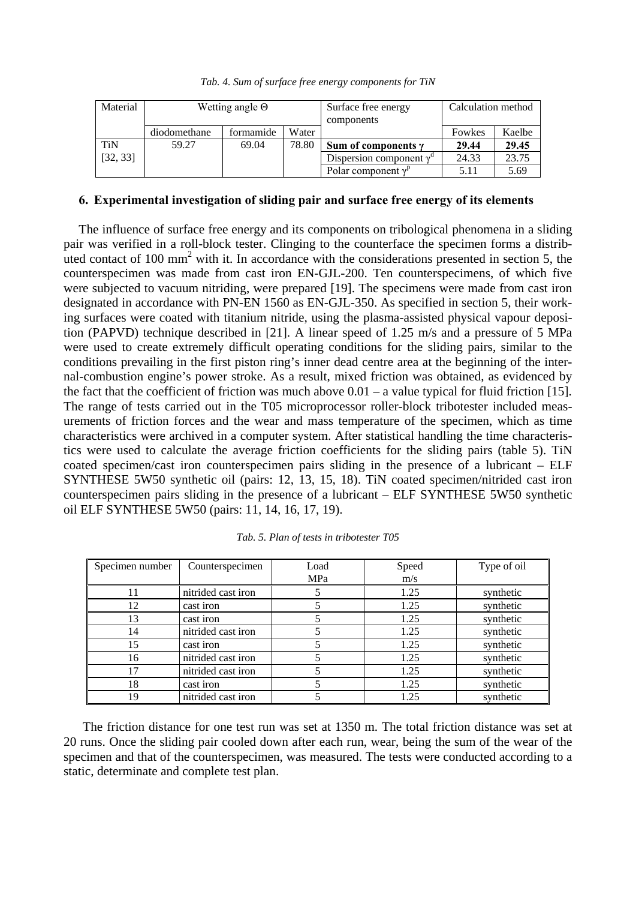*Tab. 4. Sum of surface free energy components for TiN*

| Material | Wetting angle Θ | | | Surface free energy components | Calculation method | |
|---|---|---|---|---|---|---|
| | diodomethane | formamide | Water | | Fowkes | Kaelbe |
| TiN [32, 33] | 59.27 | 69.04 | 78.80 | **Sum of components γ** | **29.44** | **29.45** |
| | | | | Dispersion component $\gamma^d$ | 24.33 | 23.75 |
| | | | | Polar component $\gamma^p$ | 5.11 | 5.69 |

## 6. Experimental investigation of sliding pair and surface free energy of its elements

The influence of surface free energy and its components on tribological phenomena in a sliding pair was verified in a roll-block tester. Clinging to the counterface the specimen forms a distributed contact of 100 $mm^2$ with it. In accordance with the considerations presented in section 5, the counterspecimen was made from cast iron EN-GJL-200. Ten counterspecimens, of which five were subjected to vacuum nitriding, were prepared [19]. The specimens were made from cast iron designated in accordance with PN-EN 1560 as EN-GJL-350. As specified in section 5, their working surfaces were coated with titanium nitride, using the plasma-assisted physical vapour deposition (PAPVD) technique described in [21]. A linear speed of 1.25 m/s and a pressure of 5 MPa were used to create extremely difficult operating conditions for the sliding pairs, similar to the conditions prevailing in the first piston ring's inner dead centre area at the beginning of the internal-combustion engine's power stroke. As a result, mixed friction was obtained, as evidenced by the fact that the coefficient of friction was much above 0.01 – a value typical for fluid friction [15]. The range of tests carried out in the T05 microprocessor roller-block tribotester included measurements of friction forces and the wear and mass temperature of the specimen, which as time characteristics were archived in a computer system. After statistical handling the time characteristics were used to calculate the average friction coefficients for the sliding pairs (table 5). TiN coated specimen/cast iron counterspecimen pairs sliding in the presence of a lubricant – ELF SYNTHESE 5W50 synthetic oil (pairs: 12, 13, 15, 18). TiN coated specimen/nitrided cast iron counterspecimen pairs sliding in the presence of a lubricant – ELF SYNTHESE 5W50 synthetic oil ELF SYNTHESE 5W50 (pairs: 11, 14, 16, 17, 19).

*Tab. 5. Plan of tests in tribotester T05*

| Specimen number | Counterspecimen | Load MPa | Speed m/s | Type of oil |
|---|---|---|---|---|
| 11 | nitrided cast iron | 5 | 1.25 | synthetic |
| 12 | cast iron | 5 | 1.25 | synthetic |
| 13 | cast iron | 5 | 1.25 | synthetic |
| 14 | nitrided cast iron | 5 | 1.25 | synthetic |
| 15 | cast iron | 5 | 1.25 | synthetic |
| 16 | nitrided cast iron | 5 | 1.25 | synthetic |
| 17 | nitrided cast iron | 5 | 1.25 | synthetic |
| 18 | cast iron | 5 | 1.25 | synthetic |
| 19 | nitrided cast iron | 5 | 1.25 | synthetic |

The friction distance for one test run was set at 1350 m. The total friction distance was set at 20 runs. Once the sliding pair cooled down after each run, wear, being the sum of the wear of the specimen and that of the counterspecimen, was measured. The tests were conducted according to a static, determinate and complete test plan.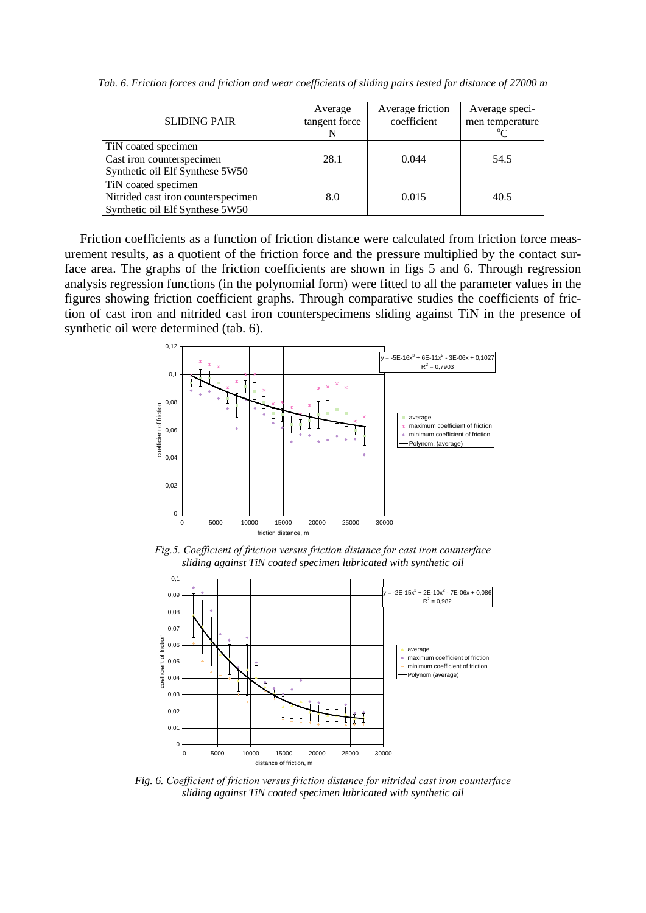*Tab. 6. Friction forces and friction and wear coefficients of sliding pairs tested for distance of 27000 m*

| SLIDING PAIR | Average tangent force N | Average friction coefficient | Average specimen temperature °C |
|---|---|---|---|
| TiN coated specimen<br>Cast iron counterspecimen<br>Synthetic oil Elf Synthese 5W50 | 28.1 | 0.044 | 54.5 |
| TiN coated specimen<br>Nitrided cast iron counterspecimen<br>Synthetic oil Elf Synthese 5W50 | 8.0 | 0.015 | 40.5 |

Friction coefficients as a function of friction distance were calculated from friction force measurement results, as a quotient of the friction force and the pressure multiplied by the contact surface area. The graphs of the friction coefficients are shown in figs 5 and 6. Through regression analysis regression functions (in the polynomial form) were fitted to all the parameter values in the figures showing friction coefficient graphs. Through comparative studies the coefficients of friction of cast iron and nitrided cast iron counterspecimens sliding against TiN in the presence of synthetic oil were determined (tab. 6).

*Fig.5. Coefficient of friction versus friction distance for cast iron counterface sliding against TiN coated specimen lubricated with synthetic oil*

*Fig. 6. Coefficient of friction versus friction distance for nitrided cast iron counterface sliding against TiN coated specimen lubricated with synthetic oil*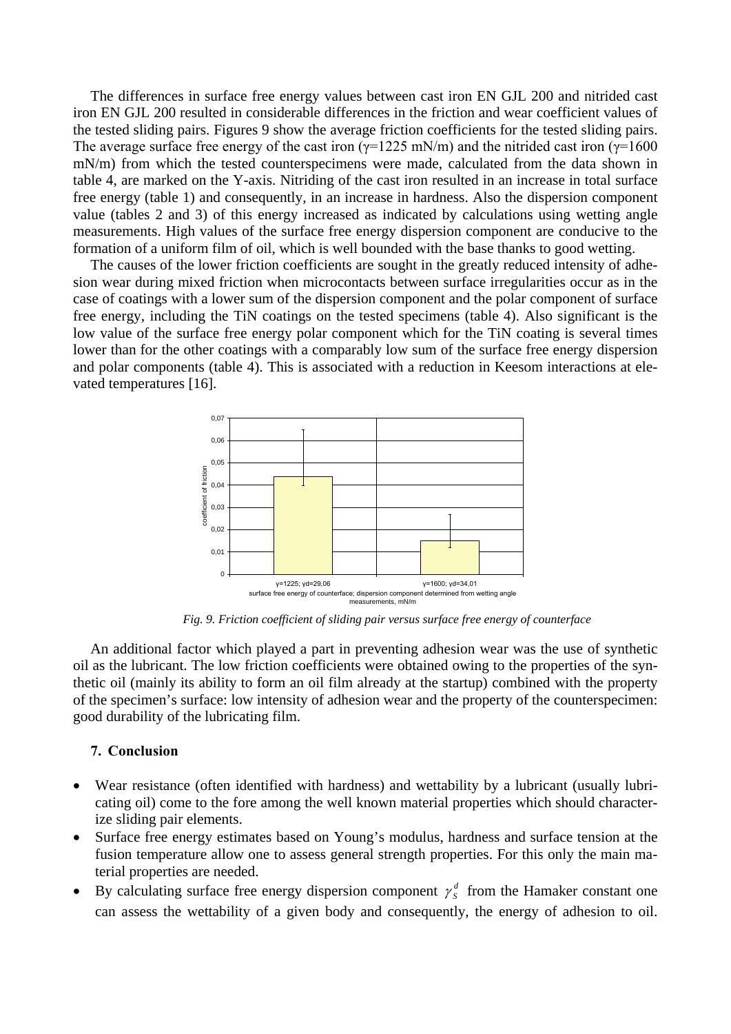The differences in surface free energy values between cast iron EN GJL 200 and nitrided cast iron EN GJL 200 resulted in considerable differences in the friction and wear coefficient values of the tested sliding pairs. Figures 9 show the average friction coefficients for the tested sliding pairs. The average surface free energy of the cast iron ($\gamma$=1225 mN/m) and the nitrided cast iron ($\gamma$=1600 mN/m) from which the tested counterspecimens were made, calculated from the data shown in table 4, are marked on the Y-axis. Nitriding of the cast iron resulted in an increase in total surface free energy (table 1) and consequently, in an increase in hardness. Also the dispersion component value (tables 2 and 3) of this energy increased as indicated by calculations using wetting angle measurements. High values of the surface free energy dispersion component are conducive to the formation of a uniform film of oil, which is well bounded with the base thanks to good wetting.

The causes of the lower friction coefficients are sought in the greatly reduced intensity of adhesion wear during mixed friction when microcontacts between surface irregularities occur as in the case of coatings with a lower sum of the dispersion component and the polar component of surface free energy, including the TiN coatings on the tested specimens (table 4). Also significant is the low value of the surface free energy polar component which for the TiN coating is several times lower than for the other coatings with a comparably low sum of the surface free energy dispersion and polar components (table 4). This is associated with a reduction in Keesom interactions at elevated temperatures [16].

*Fig. 9. Friction coefficient of sliding pair versus surface free energy of counterface*

An additional factor which played a part in preventing adhesion wear was the use of synthetic oil as the lubricant. The low friction coefficients were obtained owing to the properties of the synthetic oil (mainly its ability to form an oil film already at the startup) combined with the property of the specimen's surface: low intensity of adhesion wear and the property of the counterspecimen: good durability of the lubricating film.

## 7. Conclusion

- Wear resistance (often identified with hardness) and wettability by a lubricant (usually lubricating oil) come to the fore among the well known material properties which should characterize sliding pair elements.
- Surface free energy estimates based on Young's modulus, hardness and surface tension at the fusion temperature allow one to assess general strength properties. For this only the main material properties are needed.
- By calculating surface free energy dispersion component $\gamma_S^d$ from the Hamaker constant one can assess the wettability of a given body and consequently, the energy of adhesion to oil.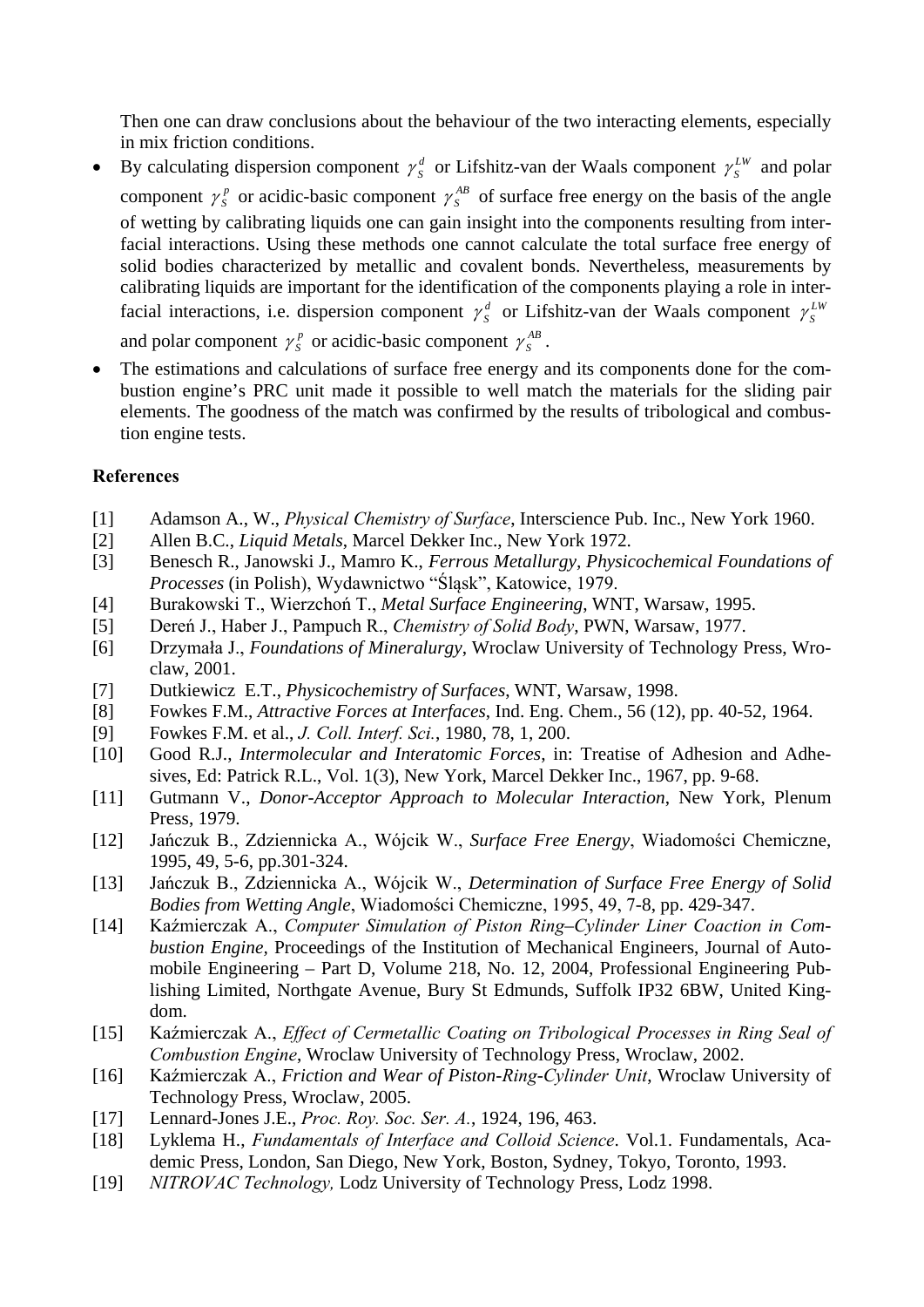Then one can draw conclusions about the behaviour of the two interacting elements, especially in mix friction conditions.

- By calculating dispersion component $\gamma_S^d$ or Lifshitz-van der Waals component $\gamma_S^{LW}$ and polar component $\gamma_S^p$ or acidic-basic component $\gamma_S^{AB}$ of surface free energy on the basis of the angle of wetting by calibrating liquids one can gain insight into the components resulting from interfacial interactions. Using these methods one cannot calculate the total surface free energy of solid bodies characterized by metallic and covalent bonds. Nevertheless, measurements by calibrating liquids are important for the identification of the components playing a role in interfacial interactions, i.e. dispersion component $\gamma_S^d$ or Lifshitz-van der Waals component $\gamma_S^{LW}$ and polar component $\gamma_S^p$ or acidic-basic component $\gamma_S^{AB}$.
- The estimations and calculations of surface free energy and its components done for the combustion engine's PRC unit made it possible to well match the materials for the sliding pair elements. The goodness of the match was confirmed by the results of tribological and combustion engine tests.

**References**

[1] Adamson A., W., *Physical Chemistry of Surface*, Interscience Pub. Inc., New York 1960.

[2] Allen B.C., *Liquid Metals*, Marcel Dekker Inc., New York 1972.

[3] Benesch R., Janowski J., Mamro K., *Ferrous Metallurgy, Physicochemical Foundations of Processes* (in Polish), Wydawnictwo "Śląsk", Katowice, 1979.

[4] Burakowski T., Wierzchoń T., *Metal Surface Engineering*, WNT, Warsaw, 1995.

[5] Dereń J., Haber J., Pampuch R., *Chemistry of Solid Body*, PWN, Warsaw, 1977.

[6] Drzymała J., *Foundations of Mineralurgy*, Wroclaw University of Technology Press, Wroclaw, 2001.

[7] Dutkiewicz E.T., *Physicochemistry of Surfaces*, WNT, Warsaw, 1998.

[8] Fowkes F.M., *Attractive Forces at Interfaces*, Ind. Eng. Chem., 56 (12), pp. 40-52, 1964.

[9] Fowkes F.M. et al., *J. Coll. Interf. Sci.*, 1980, 78, 1, 200.

[10] Good R.J., *Intermolecular and Interatomic Forces*, in: Treatise of Adhesion and Adhesives, Ed: Patrick R.L., Vol. 1(3), New York, Marcel Dekker Inc., 1967, pp. 9-68.

[11] Gutmann V., *Donor-Acceptor Approach to Molecular Interaction*, New York, Plenum Press, 1979.

[12] Jańczuk B., Zdziennicka A., Wójcik W., *Surface Free Energy*, Wiadomości Chemiczne, 1995, 49, 5-6, pp.301-324.

[13] Jańczuk B., Zdziennicka A., Wójcik W., *Determination of Surface Free Energy of Solid Bodies from Wetting Angle*, Wiadomości Chemiczne, 1995, 49, 7-8, pp. 429-347.

[14] Kaźmierczak A., *Computer Simulation of Piston Ring–Cylinder Liner Coaction in Combustion Engine*, Proceedings of the Institution of Mechanical Engineers, Journal of Automobile Engineering – Part D, Volume 218, No. 12, 2004, Professional Engineering Publishing Limited, Northgate Avenue, Bury St Edmunds, Suffolk IP32 6BW, United Kingdom.

[15] Kaźmierczak A., *Effect of Cermetallic Coating on Tribological Processes in Ring Seal of Combustion Engine*, Wroclaw University of Technology Press, Wroclaw, 2002.

[16] Kaźmierczak A., *Friction and Wear of Piston-Ring-Cylinder Unit*, Wroclaw University of Technology Press, Wroclaw, 2005.

[17] Lennard-Jones J.E., *Proc. Roy. Soc. Ser. A.*, 1924, 196, 463.

[18] Lyklema H., *Fundamentals of Interface and Colloid Science*. Vol.1. Fundamentals, Academic Press, London, San Diego, New York, Boston, Sydney, Tokyo, Toronto, 1993.

[19] *NITROVAC Technology,* Lodz University of Technology Press, Lodz 1998.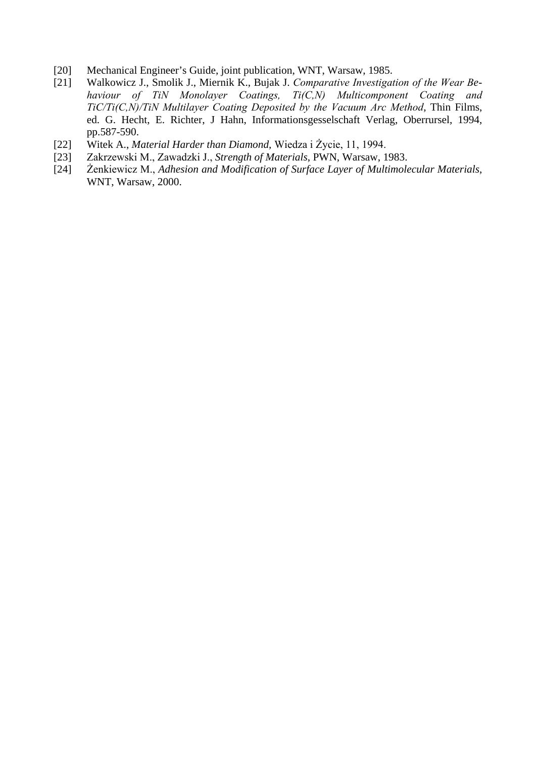[20] Mechanical Engineer's Guide, joint publication, WNT, Warsaw, 1985.

[21] Walkowicz J., Smolik J., Miernik K., Bujak J. *Comparative Investigation of the Wear Behaviour of TiN Monolayer Coatings, Ti(C,N) Multicomponent Coating and TiC/Ti(C,N)/TiN Multilayer Coating Deposited by the Vacuum Arc Method*, Thin Films, ed. G. Hecht, E. Richter, J Hahn, Informationsgesselschaft Verlag, Oberrursel, 1994, pp.587-590.

[22] Witek A., *Material Harder than Diamond,* Wiedza i Życie, 11, 1994.

[23] Zakrzewski M., Zawadzki J., *Strength of Materials*, PWN, Warsaw, 1983.

[24] Żenkiewicz M., *Adhesion and Modification of Surface Layer of Multimolecular Materials*, WNT, Warsaw, 2000.